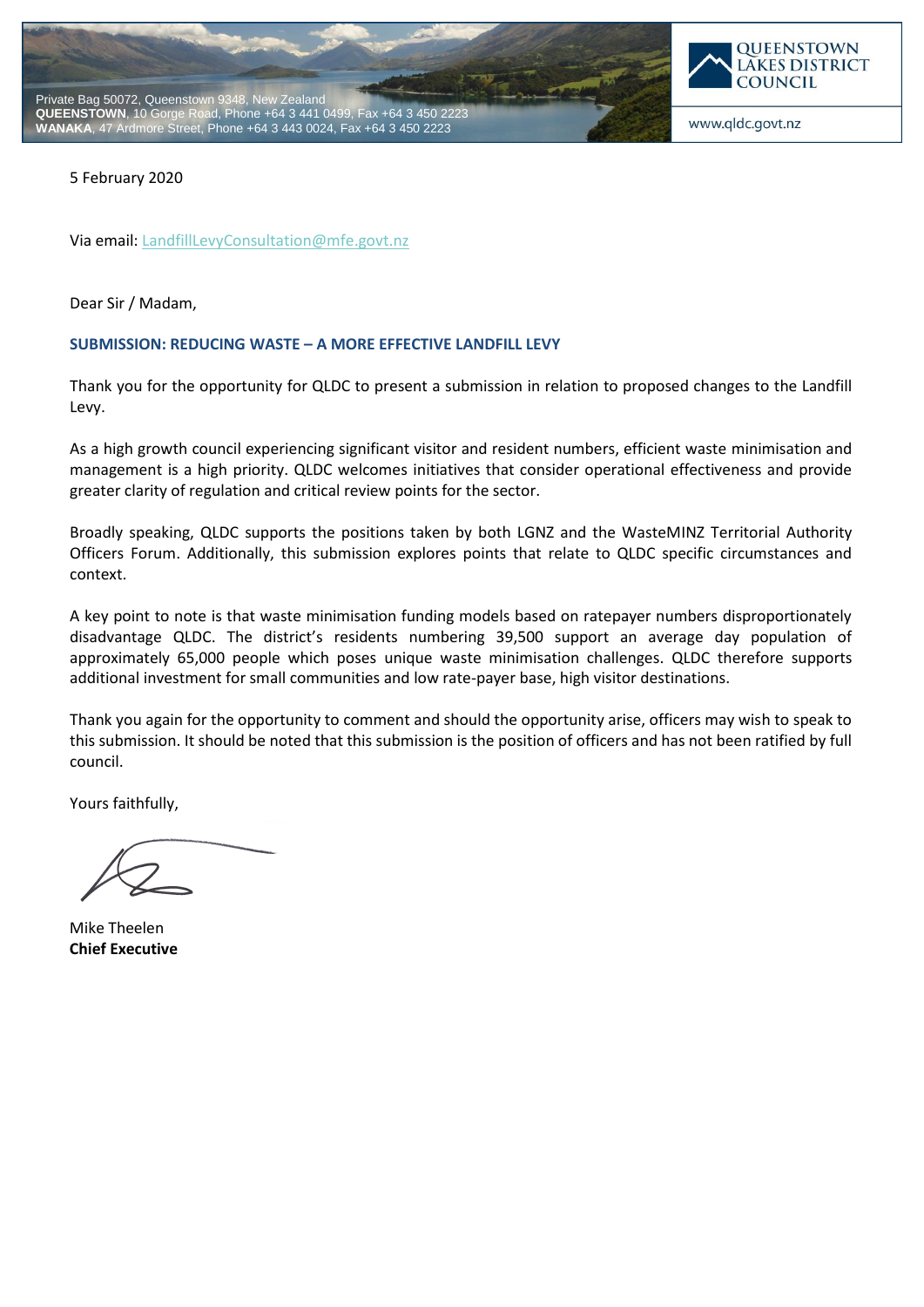Private Bag 50072, Queenstown 9348, New Zealand
**QUEENSTOWN**, 10 Gorge Road, Phone +64 3 441 0499, Fax +64 3 450 2223
**WANAKA**, 47 Ardmore Street, Phone +64 3 443 0024, Fax +64 3 450 2223

QUEENSTOWN LAKES DISTRICT COUNCIL

www.qldc.govt.nz

5 February 2020

Via email: LandfillLevyConsultation@mfe.govt.nz

Dear Sir / Madam,

**SUBMISSION: REDUCING WASTE – A MORE EFFECTIVE LANDFILL LEVY**

Thank you for the opportunity for QLDC to present a submission in relation to proposed changes to the Landfill Levy.

As a high growth council experiencing significant visitor and resident numbers, efficient waste minimisation and management is a high priority. QLDC welcomes initiatives that consider operational effectiveness and provide greater clarity of regulation and critical review points for the sector.

Broadly speaking, QLDC supports the positions taken by both LGNZ and the WasteMINZ Territorial Authority Officers Forum. Additionally, this submission explores points that relate to QLDC specific circumstances and context.

A key point to note is that waste minimisation funding models based on ratepayer numbers disproportionately disadvantage QLDC. The district's residents numbering 39,500 support an average day population of approximately 65,000 people which poses unique waste minimisation challenges. QLDC therefore supports additional investment for small communities and low rate-payer base, high visitor destinations.

Thank you again for the opportunity to comment and should the opportunity arise, officers may wish to speak to this submission. It should be noted that this submission is the position of officers and has not been ratified by full council.

Yours faithfully,

Mike Theelen
**Chief Executive**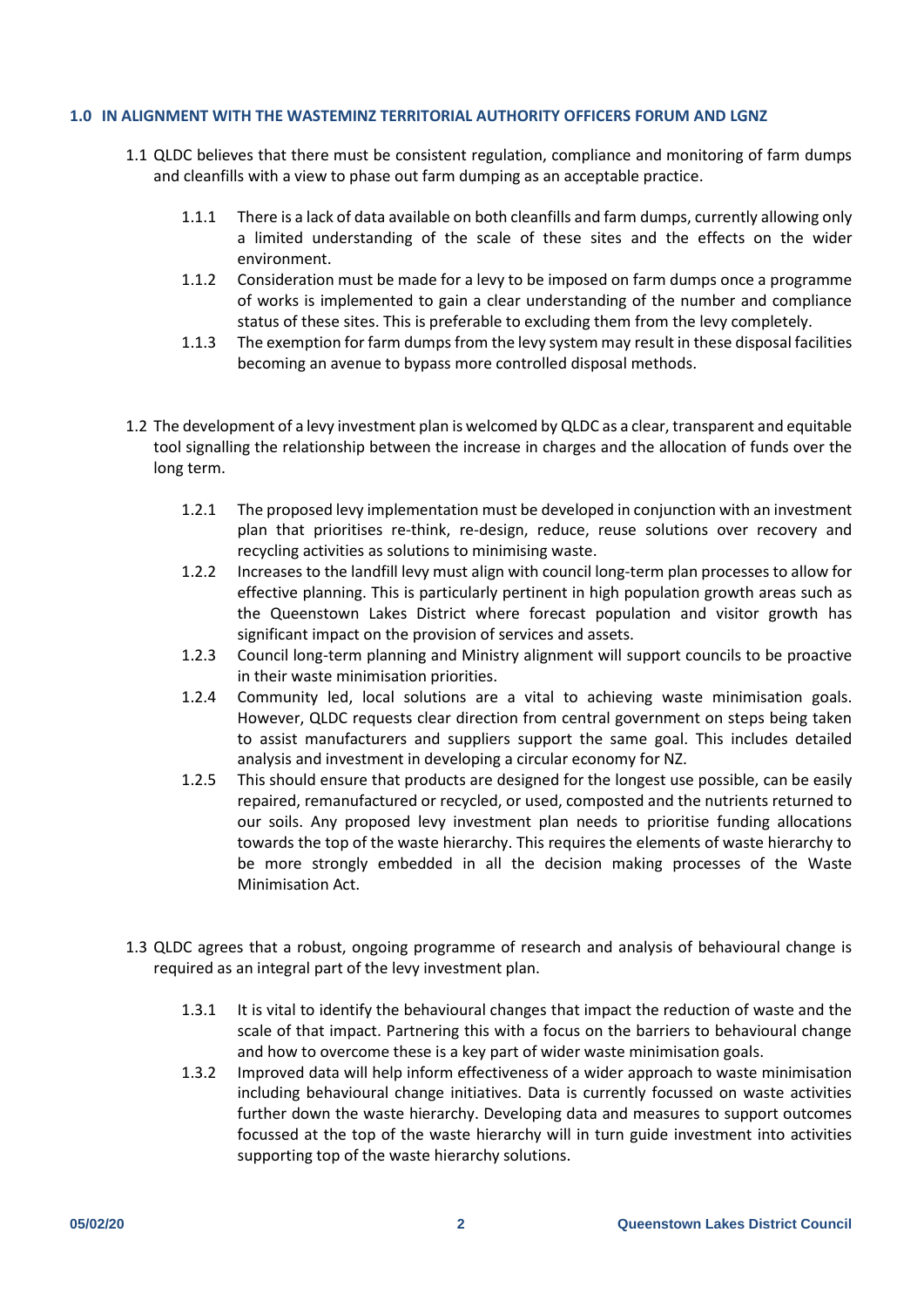## 1.0 IN ALIGNMENT WITH THE WASTEMINZ TERRITORIAL AUTHORITY OFFICERS FORUM AND LGNZ

1.1 QLDC believes that there must be consistent regulation, compliance and monitoring of farm dumps and cleanfills with a view to phase out farm dumping as an acceptable practice.

- 1.1.1 There is a lack of data available on both cleanfills and farm dumps, currently allowing only a limited understanding of the scale of these sites and the effects on the wider environment.
- 1.1.2 Consideration must be made for a levy to be imposed on farm dumps once a programme of works is implemented to gain a clear understanding of the number and compliance status of these sites. This is preferable to excluding them from the levy completely.
- 1.1.3 The exemption for farm dumps from the levy system may result in these disposal facilities becoming an avenue to bypass more controlled disposal methods.

1.2 The development of a levy investment plan is welcomed by QLDC as a clear, transparent and equitable tool signalling the relationship between the increase in charges and the allocation of funds over the long term.

- 1.2.1 The proposed levy implementation must be developed in conjunction with an investment plan that prioritises re-think, re-design, reduce, reuse solutions over recovery and recycling activities as solutions to minimising waste.
- 1.2.2 Increases to the landfill levy must align with council long-term plan processes to allow for effective planning. This is particularly pertinent in high population growth areas such as the Queenstown Lakes District where forecast population and visitor growth has significant impact on the provision of services and assets.
- 1.2.3 Council long-term planning and Ministry alignment will support councils to be proactive in their waste minimisation priorities.
- 1.2.4 Community led, local solutions are a vital to achieving waste minimisation goals. However, QLDC requests clear direction from central government on steps being taken to assist manufacturers and suppliers support the same goal. This includes detailed analysis and investment in developing a circular economy for NZ.
- 1.2.5 This should ensure that products are designed for the longest use possible, can be easily repaired, remanufactured or recycled, or used, composted and the nutrients returned to our soils. Any proposed levy investment plan needs to prioritise funding allocations towards the top of the waste hierarchy. This requires the elements of waste hierarchy to be more strongly embedded in all the decision making processes of the Waste Minimisation Act.

1.3 QLDC agrees that a robust, ongoing programme of research and analysis of behavioural change is required as an integral part of the levy investment plan.

- 1.3.1 It is vital to identify the behavioural changes that impact the reduction of waste and the scale of that impact. Partnering this with a focus on the barriers to behavioural change and how to overcome these is a key part of wider waste minimisation goals.
- 1.3.2 Improved data will help inform effectiveness of a wider approach to waste minimisation including behavioural change initiatives. Data is currently focussed on waste activities further down the waste hierarchy. Developing data and measures to support outcomes focussed at the top of the waste hierarchy will in turn guide investment into activities supporting top of the waste hierarchy solutions.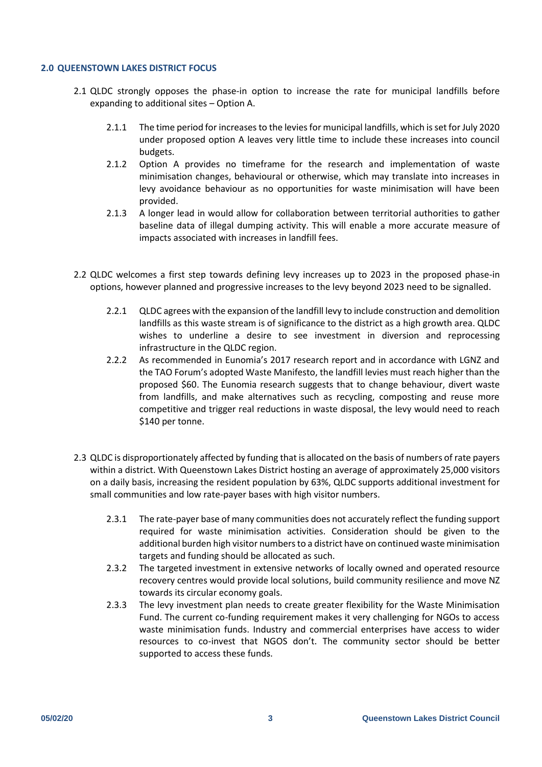## 2.0 QUEENSTOWN LAKES DISTRICT FOCUS

2.1 QLDC strongly opposes the phase-in option to increase the rate for municipal landfills before expanding to additional sites – Option A.

- 2.1.1 The time period for increases to the levies for municipal landfills, which is set for July 2020 under proposed option A leaves very little time to include these increases into council budgets.
- 2.1.2 Option A provides no timeframe for the research and implementation of waste minimisation changes, behavioural or otherwise, which may translate into increases in levy avoidance behaviour as no opportunities for waste minimisation will have been provided.
- 2.1.3 A longer lead in would allow for collaboration between territorial authorities to gather baseline data of illegal dumping activity. This will enable a more accurate measure of impacts associated with increases in landfill fees.

2.2 QLDC welcomes a first step towards defining levy increases up to 2023 in the proposed phase-in options, however planned and progressive increases to the levy beyond 2023 need to be signalled.

- 2.2.1 QLDC agrees with the expansion of the landfill levy to include construction and demolition landfills as this waste stream is of significance to the district as a high growth area. QLDC wishes to underline a desire to see investment in diversion and reprocessing infrastructure in the QLDC region.
- 2.2.2 As recommended in Eunomia's 2017 research report and in accordance with LGNZ and the TAO Forum's adopted Waste Manifesto, the landfill levies must reach higher than the proposed $60. The Eunomia research suggests that to change behaviour, divert waste from landfills, and make alternatives such as recycling, composting and reuse more competitive and trigger real reductions in waste disposal, the levy would need to reach $140 per tonne.

2.3 QLDC is disproportionately affected by funding that is allocated on the basis of numbers of rate payers within a district. With Queenstown Lakes District hosting an average of approximately 25,000 visitors on a daily basis, increasing the resident population by 63%, QLDC supports additional investment for small communities and low rate-payer bases with high visitor numbers.

- 2.3.1 The rate-payer base of many communities does not accurately reflect the funding support required for waste minimisation activities. Consideration should be given to the additional burden high visitor numbers to a district have on continued waste minimisation targets and funding should be allocated as such.
- 2.3.2 The targeted investment in extensive networks of locally owned and operated resource recovery centres would provide local solutions, build community resilience and move NZ towards its circular economy goals.
- 2.3.3 The levy investment plan needs to create greater flexibility for the Waste Minimisation Fund. The current co-funding requirement makes it very challenging for NGOs to access waste minimisation funds. Industry and commercial enterprises have access to wider resources to co-invest that NGOS don't. The community sector should be better supported to access these funds.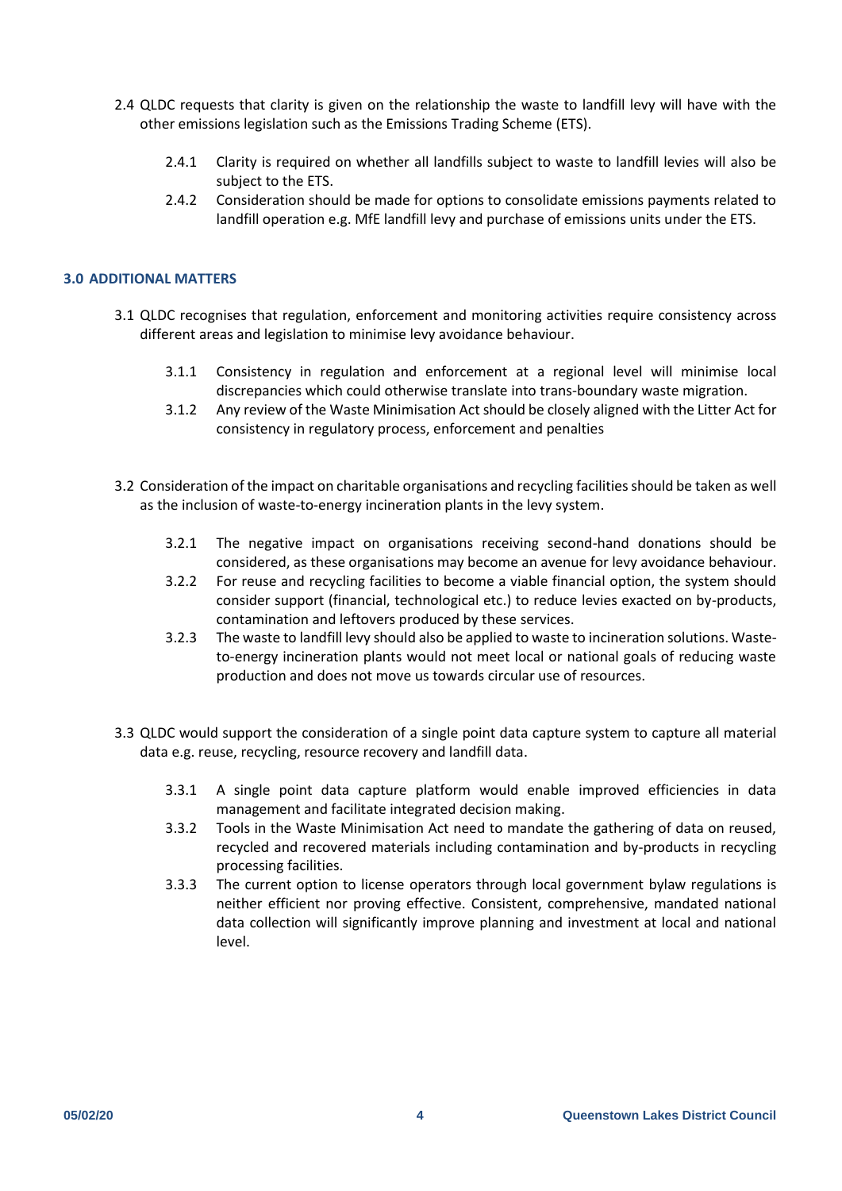2.4 QLDC requests that clarity is given on the relationship the waste to landfill levy will have with the other emissions legislation such as the Emissions Trading Scheme (ETS).

- 2.4.1 Clarity is required on whether all landfills subject to waste to landfill levies will also be subject to the ETS.
- 2.4.2 Consideration should be made for options to consolidate emissions payments related to landfill operation e.g. MfE landfill levy and purchase of emissions units under the ETS.

### 3.0 ADDITIONAL MATTERS

3.1 QLDC recognises that regulation, enforcement and monitoring activities require consistency across different areas and legislation to minimise levy avoidance behaviour.

- 3.1.1 Consistency in regulation and enforcement at a regional level will minimise local discrepancies which could otherwise translate into trans-boundary waste migration.
- 3.1.2 Any review of the Waste Minimisation Act should be closely aligned with the Litter Act for consistency in regulatory process, enforcement and penalties

3.2 Consideration of the impact on charitable organisations and recycling facilities should be taken as well as the inclusion of waste-to-energy incineration plants in the levy system.

- 3.2.1 The negative impact on organisations receiving second-hand donations should be considered, as these organisations may become an avenue for levy avoidance behaviour.
- 3.2.2 For reuse and recycling facilities to become a viable financial option, the system should consider support (financial, technological etc.) to reduce levies exacted on by-products, contamination and leftovers produced by these services.
- 3.2.3 The waste to landfill levy should also be applied to waste to incineration solutions. Waste-to-energy incineration plants would not meet local or national goals of reducing waste production and does not move us towards circular use of resources.

3.3 QLDC would support the consideration of a single point data capture system to capture all material data e.g. reuse, recycling, resource recovery and landfill data.

- 3.3.1 A single point data capture platform would enable improved efficiencies in data management and facilitate integrated decision making.
- 3.3.2 Tools in the Waste Minimisation Act need to mandate the gathering of data on reused, recycled and recovered materials including contamination and by-products in recycling processing facilities.
- 3.3.3 The current option to license operators through local government bylaw regulations is neither efficient nor proving effective. Consistent, comprehensive, mandated national data collection will significantly improve planning and investment at local and national level.